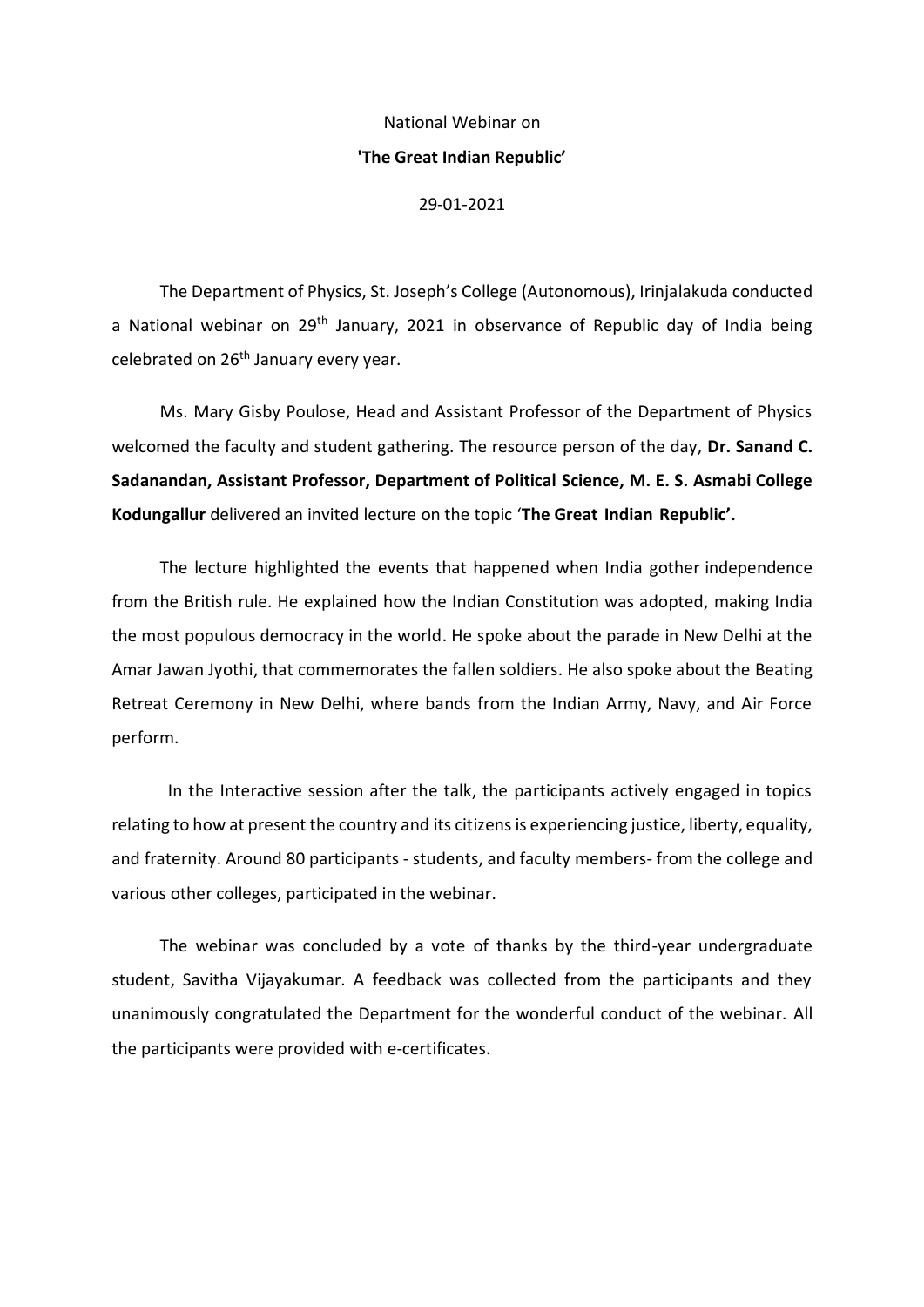National Webinar on

**'The Great Indian Republic'**

29-01-2021

The Department of Physics, St. Joseph's College (Autonomous), Irinjalakuda conducted a National webinar on 29th January, 2021 in observance of Republic day of India being celebrated on 26th January every year.

Ms. Mary Gisby Poulose, Head and Assistant Professor of the Department of Physics welcomed the faculty and student gathering. The resource person of the day, **Dr. Sanand C. Sadanandan, Assistant Professor, Department of Political Science, M. E. S. Asmabi College Kodungallur** delivered an invited lecture on the topic '**The Great Indian Republic'.**

The lecture highlighted the events that happened when India gother independence from the British rule. He explained how the Indian Constitution was adopted, making India the most populous democracy in the world. He spoke about the parade in New Delhi at the Amar Jawan Jyothi, that commemorates the fallen soldiers. He also spoke about the Beating Retreat Ceremony in New Delhi, where bands from the Indian Army, Navy, and Air Force perform.

In the Interactive session after the talk, the participants actively engaged in topics relating to how at present the country and its citizens is experiencing justice, liberty, equality, and fraternity. Around 80 participants - students, and faculty members- from the college and various other colleges, participated in the webinar.

The webinar was concluded by a vote of thanks by the third-year undergraduate student, Savitha Vijayakumar. A feedback was collected from the participants and they unanimously congratulated the Department for the wonderful conduct of the webinar. All the participants were provided with e-certificates.